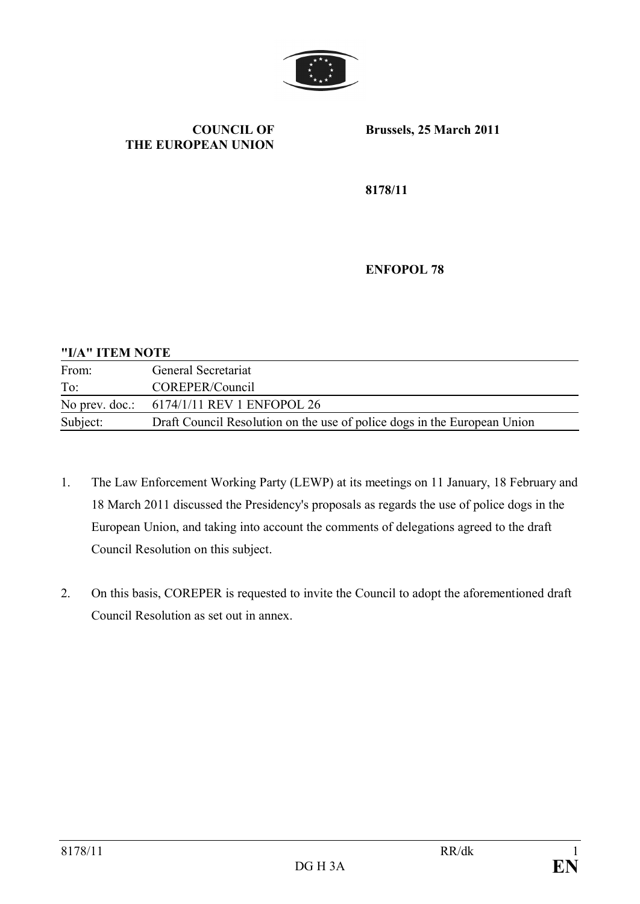**COUNCIL OF THE EUROPEAN UNION**

**Brussels, 25 March 2011**

**8178/11**

**ENFOPOL 78**

**"I/A" ITEM NOTE**

| | |
|---|---|
| From: | General Secretariat |
| To: | COREPER/Council |
| No prev. doc.: | 6174/1/11 REV 1 ENFOPOL 26 |
| Subject: | Draft Council Resolution on the use of police dogs in the European Union |

1. The Law Enforcement Working Party (LEWP) at its meetings on 11 January, 18 February and 18 March 2011 discussed the Presidency's proposals as regards the use of police dogs in the European Union, and taking into account the comments of delegations agreed to the draft Council Resolution on this subject.

2. On this basis, COREPER is requested to invite the Council to adopt the aforementioned draft Council Resolution as set out in annex.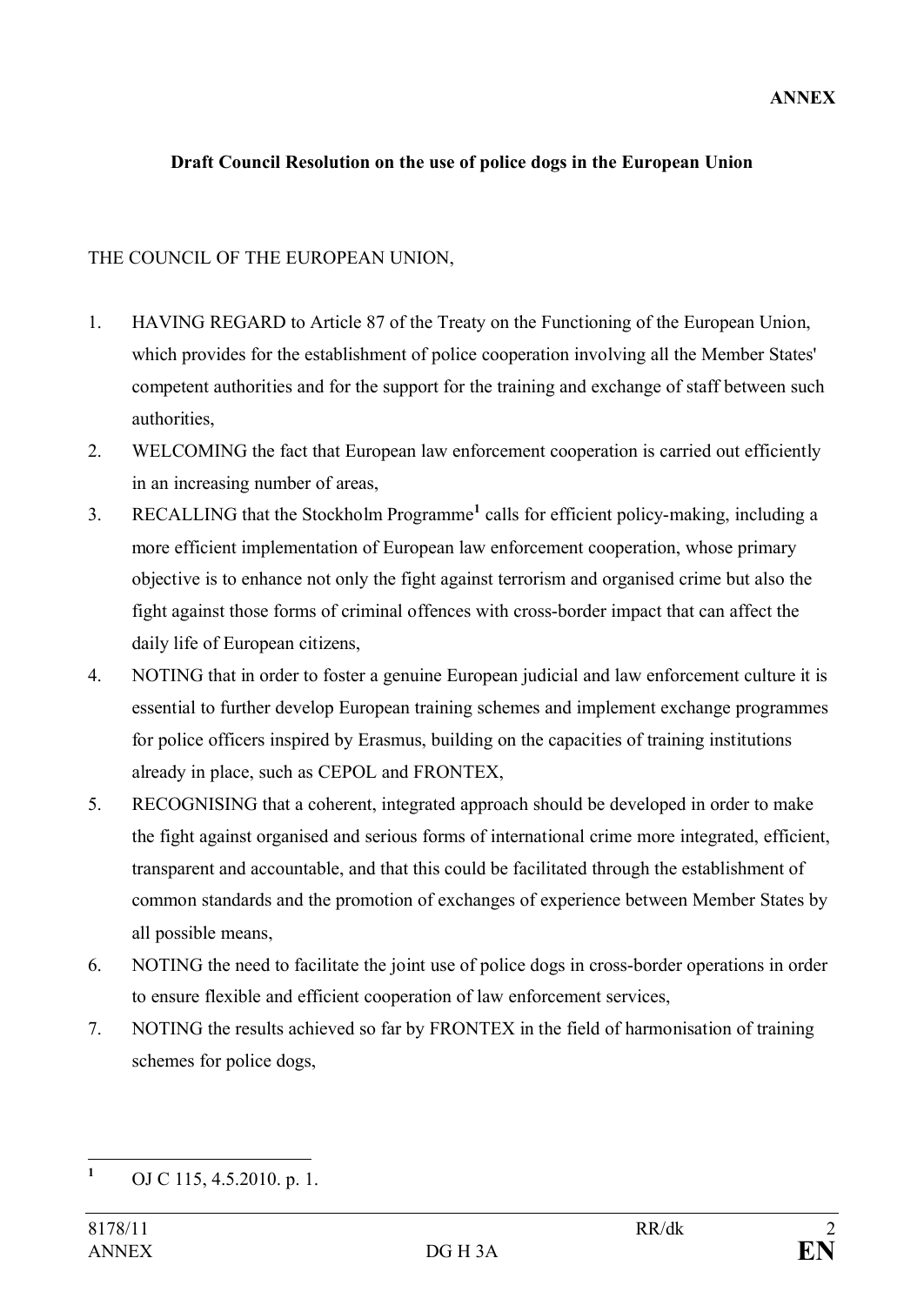**ANNEX**

**Draft Council Resolution on the use of police dogs in the European Union**

THE COUNCIL OF THE EUROPEAN UNION,

1. HAVING REGARD to Article 87 of the Treaty on the Functioning of the European Union, which provides for the establishment of police cooperation involving all the Member States' competent authorities and for the support for the training and exchange of staff between such authorities,
2. WELCOMING the fact that European law enforcement cooperation is carried out efficiently in an increasing number of areas,
3. RECALLING that the Stockholm Programme[1] calls for efficient policy-making, including a more efficient implementation of European law enforcement cooperation, whose primary objective is to enhance not only the fight against terrorism and organised crime but also the fight against those forms of criminal offences with cross-border impact that can affect the daily life of European citizens,
4. NOTING that in order to foster a genuine European judicial and law enforcement culture it is essential to further develop European training schemes and implement exchange programmes for police officers inspired by Erasmus, building on the capacities of training institutions already in place, such as CEPOL and FRONTEX,
5. RECOGNISING that a coherent, integrated approach should be developed in order to make the fight against organised and serious forms of international crime more integrated, efficient, transparent and accountable, and that this could be facilitated through the establishment of common standards and the promotion of exchanges of experience between Member States by all possible means,
6. NOTING the need to facilitate the joint use of police dogs in cross-border operations in order to ensure flexible and efficient cooperation of law enforcement services,
7. NOTING the results achieved so far by FRONTEX in the field of harmonisation of training schemes for police dogs,

[1] OJ C 115, 4.5.2010. p. 1.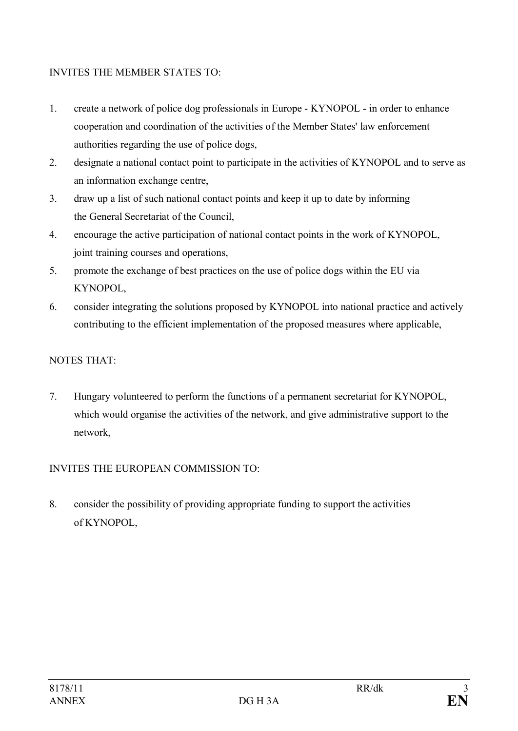INVITES THE MEMBER STATES TO:

1. create a network of police dog professionals in Europe - KYNOPOL - in order to enhance cooperation and coordination of the activities of the Member States' law enforcement authorities regarding the use of police dogs,
2. designate a national contact point to participate in the activities of KYNOPOL and to serve as an information exchange centre,
3. draw up a list of such national contact points and keep it up to date by informing the General Secretariat of the Council,
4. encourage the active participation of national contact points in the work of KYNOPOL, joint training courses and operations,
5. promote the exchange of best practices on the use of police dogs within the EU via KYNOPOL,
6. consider integrating the solutions proposed by KYNOPOL into national practice and actively contributing to the efficient implementation of the proposed measures where applicable,

NOTES THAT:

7. Hungary volunteered to perform the functions of a permanent secretariat for KYNOPOL, which would organise the activities of the network, and give administrative support to the network,

INVITES THE EUROPEAN COMMISSION TO:

8. consider the possibility of providing appropriate funding to support the activities of KYNOPOL,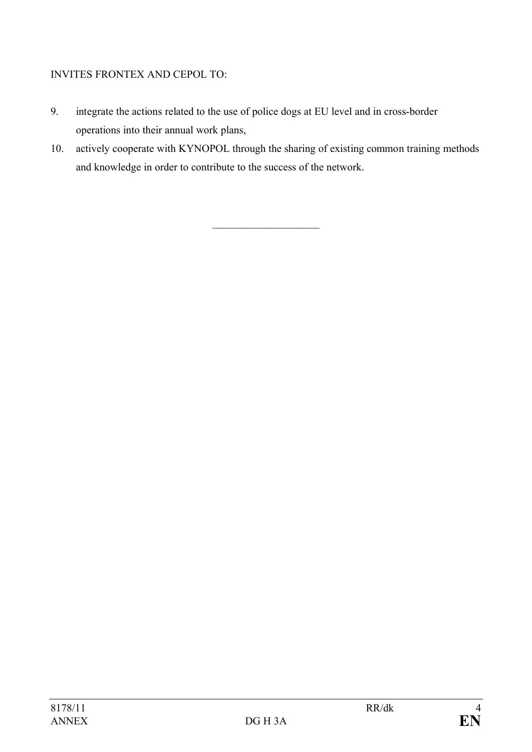INVITES FRONTEX AND CEPOL TO:

9. integrate the actions related to the use of police dogs at EU level and in cross-border operations into their annual work plans,
10. actively cooperate with KYNOPOL through the sharing of existing common training methods and knowledge in order to contribute to the success of the network.

____________________